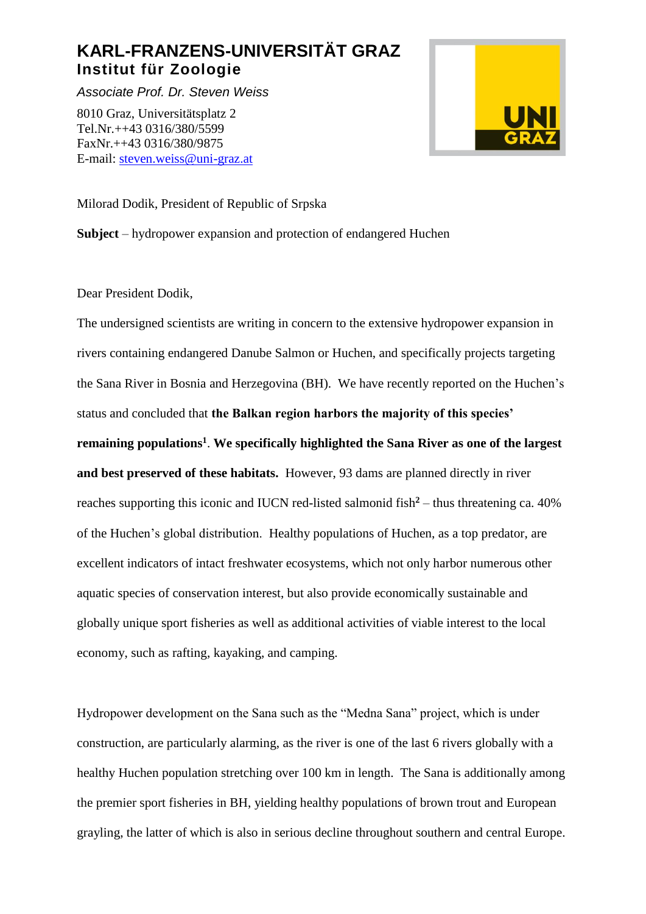# KARL-FRANZENS-UNIVERSITÄT GRAZ
## Institut für Zoologie

*Associate Prof. Dr. Steven Weiss*

8010 Graz, Universitätsplatz 2
Tel.Nr.++43 0316/380/5599
FaxNr.++43 0316/380/9875
E-mail: steven.weiss@uni-graz.at

Milorad Dodik, President of Republic of Srpska

**Subject** – hydropower expansion and protection of endangered Huchen

Dear President Dodik,

The undersigned scientists are writing in concern to the extensive hydropower expansion in rivers containing endangered Danube Salmon or Huchen, and specifically projects targeting the Sana River in Bosnia and Herzegovina (BH). We have recently reported on the Huchen's status and concluded that **the Balkan region harbors the majority of this species' remaining populations[1]**. **We specifically highlighted the Sana River as one of the largest and best preserved of these habitats.** However, 93 dams are planned directly in river reaches supporting this iconic and IUCN red-listed salmonid fish[2] – thus threatening ca. 40% of the Huchen's global distribution. Healthy populations of Huchen, as a top predator, are excellent indicators of intact freshwater ecosystems, which not only harbor numerous other aquatic species of conservation interest, but also provide economically sustainable and globally unique sport fisheries as well as additional activities of viable interest to the local economy, such as rafting, kayaking, and camping.

Hydropower development on the Sana such as the "Medna Sana" project, which is under construction, are particularly alarming, as the river is one of the last 6 rivers globally with a healthy Huchen population stretching over 100 km in length. The Sana is additionally among the premier sport fisheries in BH, yielding healthy populations of brown trout and European grayling, the latter of which is also in serious decline throughout southern and central Europe.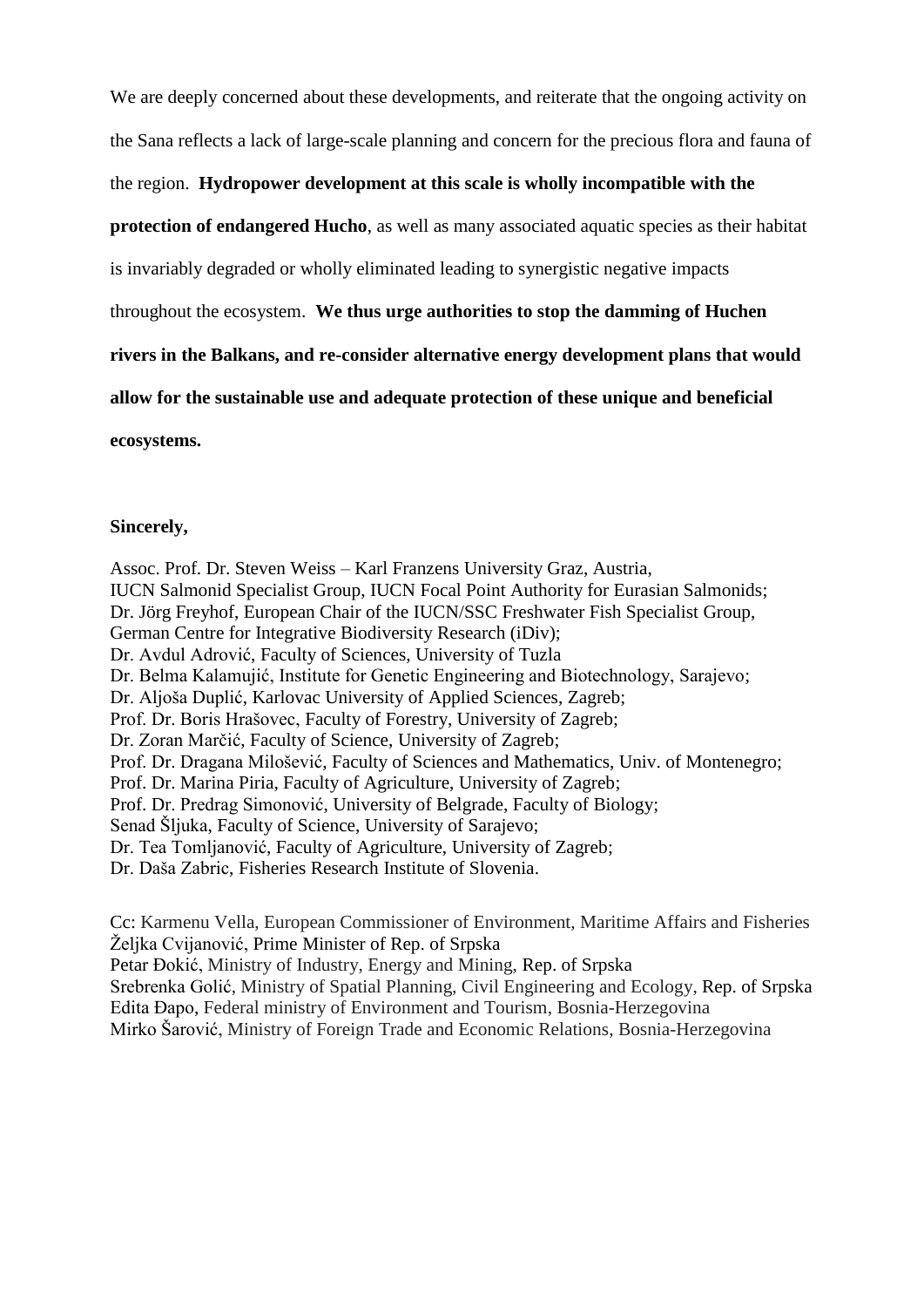We are deeply concerned about these developments, and reiterate that the ongoing activity on the Sana reflects a lack of large-scale planning and concern for the precious flora and fauna of the region. **Hydropower development at this scale is wholly incompatible with the protection of endangered Hucho**, as well as many associated aquatic species as their habitat is invariably degraded or wholly eliminated leading to synergistic negative impacts throughout the ecosystem. **We thus urge authorities to stop the damming of Huchen rivers in the Balkans, and re-consider alternative energy development plans that would allow for the sustainable use and adequate protection of these unique and beneficial ecosystems.**

**Sincerely,**

Assoc. Prof. Dr. Steven Weiss – Karl Franzens University Graz, Austria,
IUCN Salmonid Specialist Group, IUCN Focal Point Authority for Eurasian Salmonids;
Dr. Jörg Freyhof, European Chair of the IUCN/SSC Freshwater Fish Specialist Group,
German Centre for Integrative Biodiversity Research (iDiv);
Dr. Avdul Adrović, Faculty of Sciences, University of Tuzla
Dr. Belma Kalamujić, Institute for Genetic Engineering and Biotechnology, Sarajevo;
Dr. Aljoša Duplić, Karlovac University of Applied Sciences, Zagreb;
Prof. Dr. Boris Hrašovec, Faculty of Forestry, University of Zagreb;
Dr. Zoran Marčić, Faculty of Science, University of Zagreb;
Prof. Dr. Dragana Milošević, Faculty of Sciences and Mathematics, Univ. of Montenegro;
Prof. Dr. Marina Piria, Faculty of Agriculture, University of Zagreb;
Prof. Dr. Predrag Simonović, University of Belgrade, Faculty of Biology;
Senad Šljuka, Faculty of Science, University of Sarajevo;
Dr. Tea Tomljanović, Faculty of Agriculture, University of Zagreb;
Dr. Daša Zabric, Fisheries Research Institute of Slovenia.

Cc: Karmenu Vella, European Commissioner of Environment, Maritime Affairs and Fisheries
Željka Cvijanović, Prime Minister of Rep. of Srpska
Petar Đokić, Ministry of Industry, Energy and Mining, Rep. of Srpska
Srebrenka Golić, Ministry of Spatial Planning, Civil Engineering and Ecology, Rep. of Srpska
Edita Đapo, Federal ministry of Environment and Tourism, Bosnia-Herzegovina
Mirko Šarović, Ministry of Foreign Trade and Economic Relations, Bosnia-Herzegovina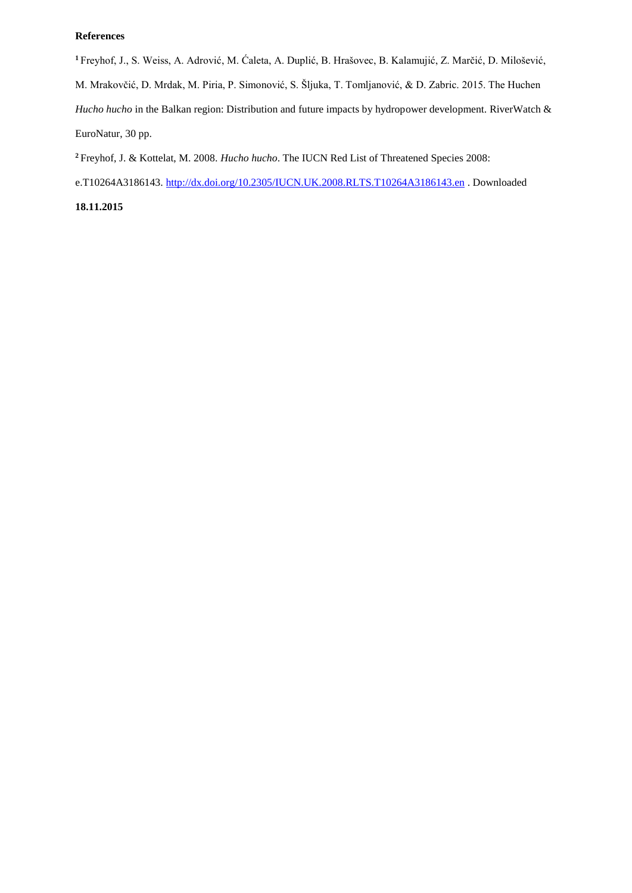**References**

[1] Freyhof, J., S. Weiss, A. Adrović, M. Ćaleta, A. Duplić, B. Hrašovec, B. Kalamujić, Z. Marčić, D. Milošević, M. Mrakovčić, D. Mrdak, M. Piria, P. Simonović, S. Šljuka, T. Tomljanović, & D. Zabric. 2015. The Huchen *Hucho hucho* in the Balkan region: Distribution and future impacts by hydropower development. RiverWatch & EuroNatur, 30 pp.

[2] Freyhof, J. & Kottelat, M. 2008. *Hucho hucho*. The IUCN Red List of Threatened Species 2008: e.T10264A3186143. http://dx.doi.org/10.2305/IUCN.UK.2008.RLTS.T10264A3186143.en . Downloaded **18.11.2015**